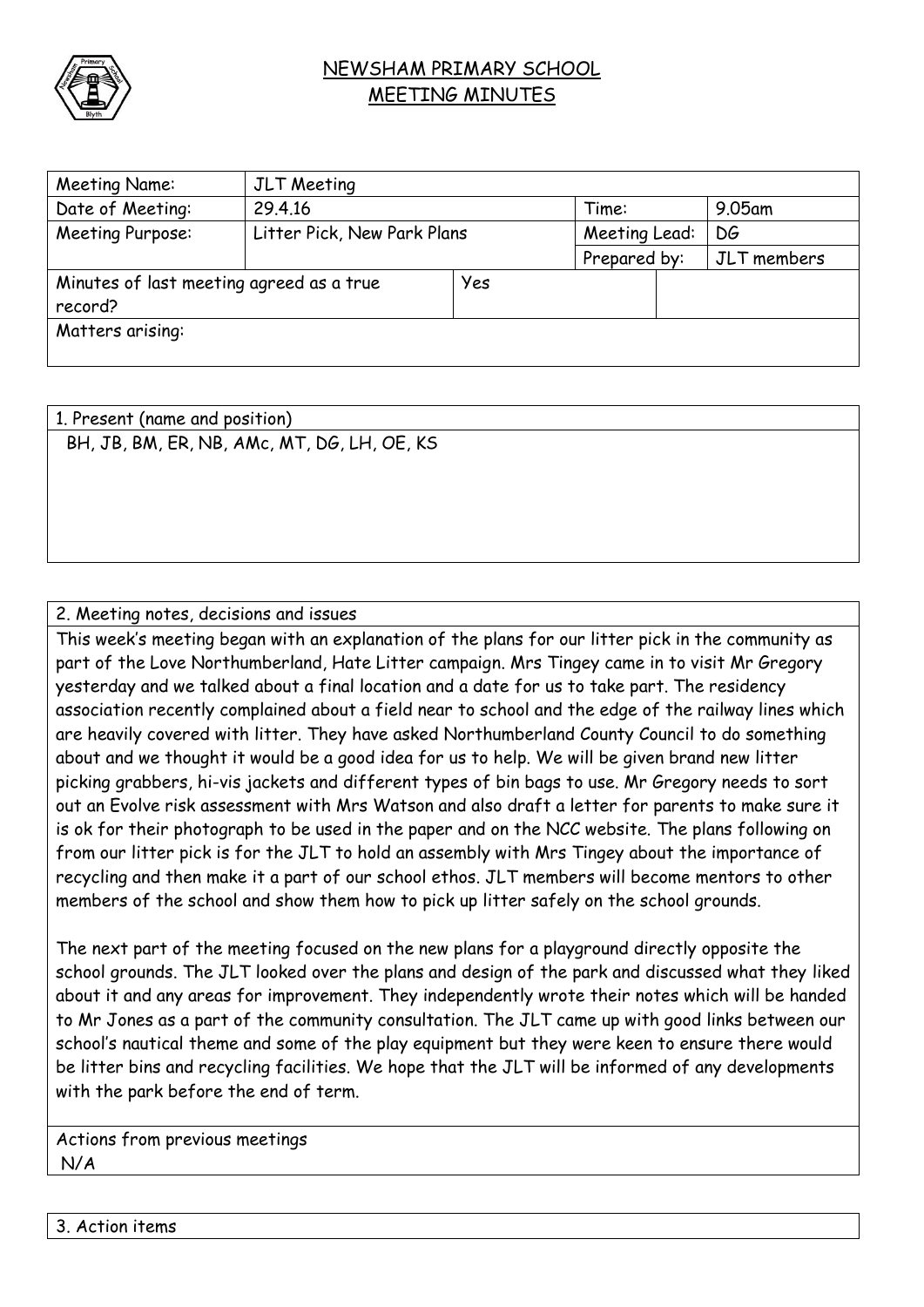# NEWSHAM PRIMARY SCHOOL
# MEETING MINUTES

| Meeting Name: | JLT Meeting | | | |
|---|---|---|---|---|
| Date of Meeting: | 29.4.16 | | Time: | 9.05am |
| Meeting Purpose: | Litter Pick, New Park Plans | | Meeting Lead: | DG |
| | | | Prepared by: | JLT members |
| Minutes of last meeting agreed as a true record? | | Yes | | |
| Matters arising: | | | | |

| 1. Present (name and position) |
|---|
| BH, JB, BM, ER, NB, AMc, MT, DG, LH, OE, KS |

| 2. Meeting notes, decisions and issues |
|---|
| This week's meeting began with an explanation of the plans for our litter pick in the community as part of the Love Northumberland, Hate Litter campaign. Mrs Tingey came in to visit Mr Gregory yesterday and we talked about a final location and a date for us to take part. The residency association recently complained about a field near to school and the edge of the railway lines which are heavily covered with litter. They have asked Northumberland County Council to do something about and we thought it would be a good idea for us to help. We will be given brand new litter picking grabbers, hi-vis jackets and different types of bin bags to use. Mr Gregory needs to sort out an Evolve risk assessment with Mrs Watson and also draft a letter for parents to make sure it is ok for their photograph to be used in the paper and on the NCC website. The plans following on from our litter pick is for the JLT to hold an assembly with Mrs Tingey about the importance of recycling and then make it a part of our school ethos. JLT members will become mentors to other members of the school and show them how to pick up litter safely on the school grounds.<br><br>The next part of the meeting focused on the new plans for a playground directly opposite the school grounds. The JLT looked over the plans and design of the park and discussed what they liked about it and any areas for improvement. They independently wrote their notes which will be handed to Mr Jones as a part of the community consultation. The JLT came up with good links between our school's nautical theme and some of the play equipment but they were keen to ensure there would be litter bins and recycling facilities. We hope that the JLT will be informed of any developments with the park before the end of term. |
| Actions from previous meetings<br>N/A |

| 3. Action items |
|---|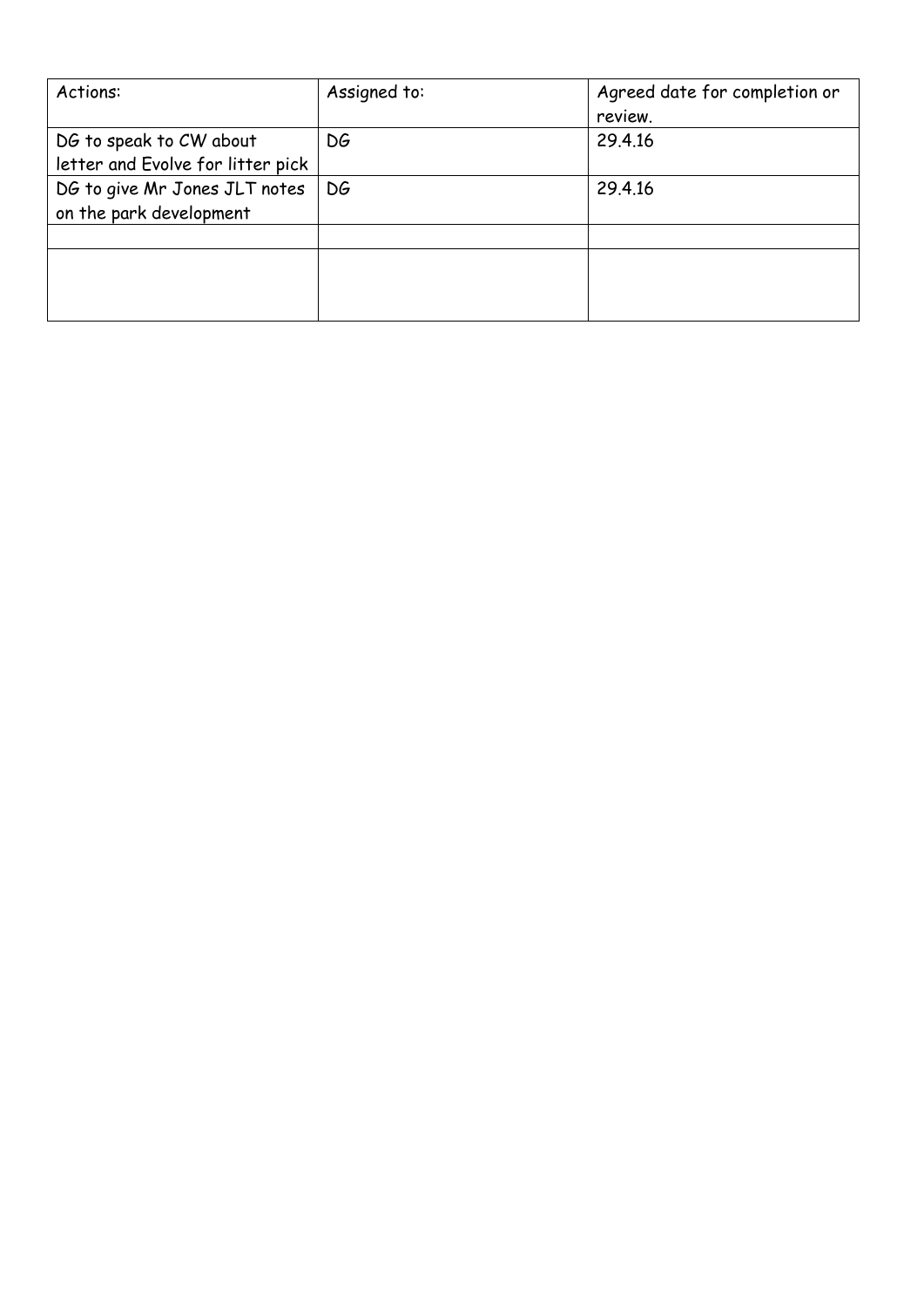| Actions: | Assigned to: | Agreed date for completion or review. |
| --- | --- | --- |
| DG to speak to CW about letter and Evolve for litter pick | DG | 29.4.16 |
| DG to give Mr Jones JLT notes on the park development | DG | 29.4.16 |
| | | |
| | | |